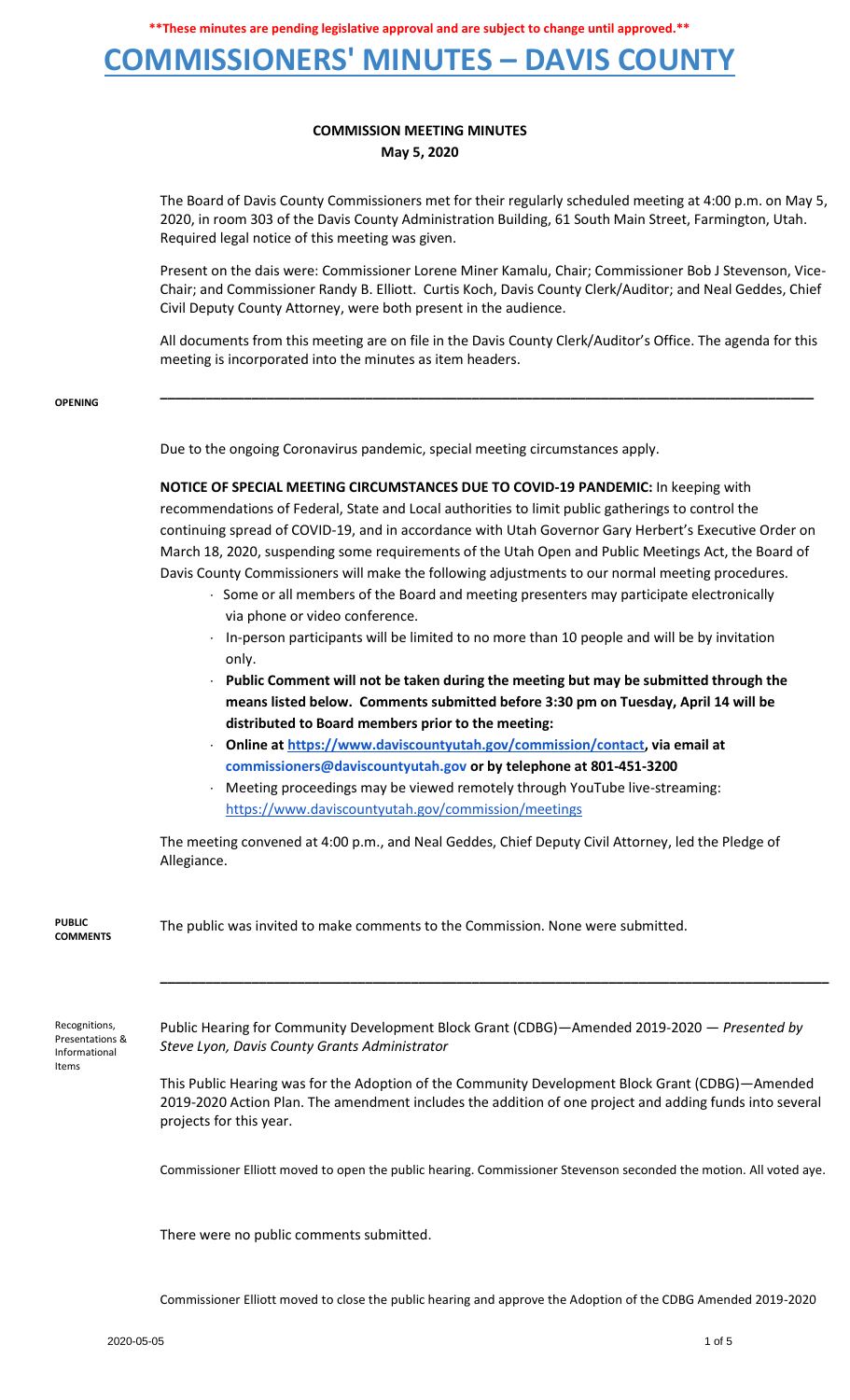**\*\*These minutes are pending legislative approval and are subject to change until approved.\*\***

# COMMISSIONERS' MINUTES – DAVIS COUNTY

## COMMISSION MEETING MINUTES
**May 5, 2020**

The Board of Davis County Commissioners met for their regularly scheduled meeting at 4:00 p.m. on May 5, 2020, in room 303 of the Davis County Administration Building, 61 South Main Street, Farmington, Utah. Required legal notice of this meeting was given.

Present on the dais were: Commissioner Lorene Miner Kamalu, Chair; Commissioner Bob J Stevenson, Vice-Chair; and Commissioner Randy B. Elliott. Curtis Koch, Davis County Clerk/Auditor; and Neal Geddes, Chief Civil Deputy County Attorney, were both present in the audience.

All documents from this meeting are on file in the Davis County Clerk/Auditor's Office. The agenda for this meeting is incorporated into the minutes as item headers.

---

**OPENING**

Due to the ongoing Coronavirus pandemic, special meeting circumstances apply.

**NOTICE OF SPECIAL MEETING CIRCUMSTANCES DUE TO COVID-19 PANDEMIC:** In keeping with recommendations of Federal, State and Local authorities to limit public gatherings to control the continuing spread of COVID-19, and in accordance with Utah Governor Gary Herbert's Executive Order on March 18, 2020, suspending some requirements of the Utah Open and Public Meetings Act, the Board of Davis County Commissioners will make the following adjustments to our normal meeting procedures.

- Some or all members of the Board and meeting presenters may participate electronically via phone or video conference.
- In-person participants will be limited to no more than 10 people and will be by invitation only.
- **Public Comment will not be taken during the meeting but may be submitted through the means listed below. Comments submitted before 3:30 pm on Tuesday, April 14 will be distributed to Board members prior to the meeting:**
- **Online at https://www.daviscountyutah.gov/commission/contact, via email at commissioners@daviscountyutah.gov or by telephone at 801-451-3200**
- Meeting proceedings may be viewed remotely through YouTube live-streaming: https://www.daviscountyutah.gov/commission/meetings

The meeting convened at 4:00 p.m., and Neal Geddes, Chief Deputy Civil Attorney, led the Pledge of Allegiance.

**PUBLIC COMMENTS**

The public was invited to make comments to the Commission. None were submitted.

---

**Recognitions, Presentations & Informational Items**

Public Hearing for Community Development Block Grant (CDBG)—Amended 2019-2020 — *Presented by Steve Lyon, Davis County Grants Administrator*

This Public Hearing was for the Adoption of the Community Development Block Grant (CDBG)—Amended 2019-2020 Action Plan. The amendment includes the addition of one project and adding funds into several projects for this year.

Commissioner Elliott moved to open the public hearing. Commissioner Stevenson seconded the motion. All voted aye.

There were no public comments submitted.

Commissioner Elliott moved to close the public hearing and approve the Adoption of the CDBG Amended 2019-2020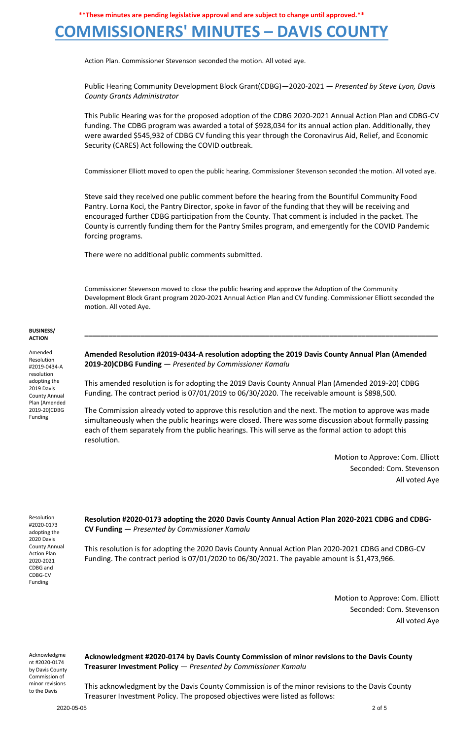Action Plan. Commissioner Stevenson seconded the motion. All voted aye.

Public Hearing Community Development Block Grant(CDBG)—2020-2021 — *Presented by Steve Lyon, Davis County Grants Administrator*

This Public Hearing was for the proposed adoption of the CDBG 2020-2021 Annual Action Plan and CDBG-CV funding. The CDBG program was awarded a total of $928,034 for its annual action plan. Additionally, they were awarded $545,932 of CDBG CV funding this year through the Coronavirus Aid, Relief, and Economic Security (CARES) Act following the COVID outbreak.

Commissioner Elliott moved to open the public hearing. Commissioner Stevenson seconded the motion. All voted aye.

Steve said they received one public comment before the hearing from the Bountiful Community Food Pantry. Lorna Koci, the Pantry Director, spoke in favor of the funding that they will be receiving and encouraged further CDBG participation from the County. That comment is included in the packet. The County is currently funding them for the Pantry Smiles program, and emergently for the COVID Pandemic forcing programs.

There were no additional public comments submitted.

Commissioner Stevenson moved to close the public hearing and approve the Adoption of the Community Development Block Grant program 2020-2021 Annual Action Plan and CV funding. Commissioner Elliott seconded the motion. All voted Aye.

**BUSINESS/ ACTION**

Amended Resolution #2019-0434-A resolution adopting the 2019 Davis County Annual Plan (Amended 2019-20)CDBG Funding

**Amended Resolution #2019-0434-A resolution adopting the 2019 Davis County Annual Plan (Amended 2019-20)CDBG Funding** — *Presented by Commissioner Kamalu*

This amended resolution is for adopting the 2019 Davis County Annual Plan (Amended 2019-20) CDBG Funding. The contract period is 07/01/2019 to 06/30/2020. The receivable amount is $898,500.

The Commission already voted to approve this resolution and the next. The motion to approve was made simultaneously when the public hearings were closed. There was some discussion about formally passing each of them separately from the public hearings. This will serve as the formal action to adopt this resolution.

Motion to Approve: Com. Elliott
Seconded: Com. Stevenson
All voted Aye

Resolution #2020-0173 adopting the 2020 Davis County Annual Action Plan 2020-2021 CDBG and CDBG-CV Funding

**Resolution #2020-0173 adopting the 2020 Davis County Annual Action Plan 2020-2021 CDBG and CDBG-CV Funding** — *Presented by Commissioner Kamalu*

This resolution is for adopting the 2020 Davis County Annual Action Plan 2020-2021 CDBG and CDBG-CV Funding. The contract period is 07/01/2020 to 06/30/2021. The payable amount is $1,473,966.

Motion to Approve: Com. Elliott
Seconded: Com. Stevenson
All voted Aye

Acknowledgment #2020-0174 by Davis County Commission of minor revisions to the Davis

**Acknowledgment #2020-0174 by Davis County Commission of minor revisions to the Davis County Treasurer Investment Policy** — *Presented by Commissioner Kamalu*

This acknowledgment by the Davis County Commission is of the minor revisions to the Davis County Treasurer Investment Policy. The proposed objectives were listed as follows: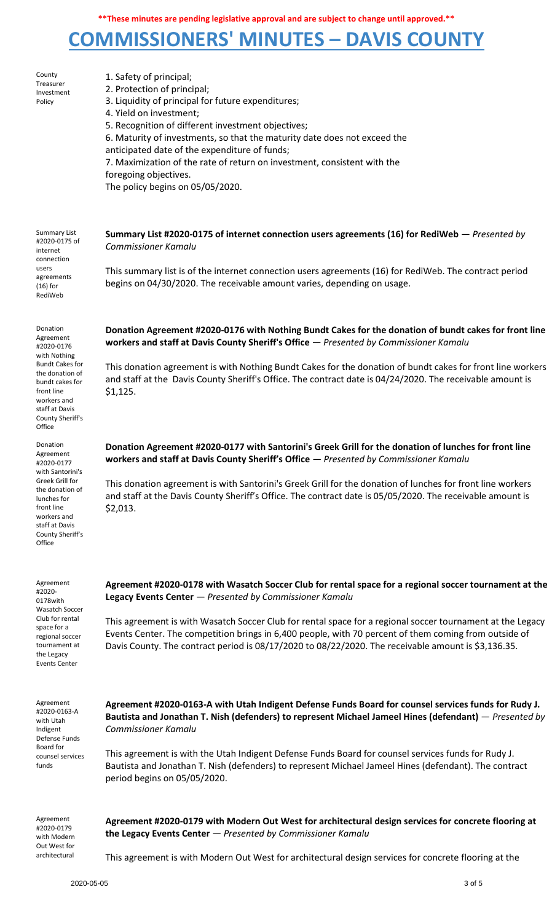**\*\*These minutes are pending legislative approval and are subject to change until approved.\*\***

# COMMISSIONERS' MINUTES – DAVIS COUNTY

County Treasurer Investment Policy

1. Safety of principal;
2. Protection of principal;
3. Liquidity of principal for future expenditures;
4. Yield on investment;
5. Recognition of different investment objectives;
6. Maturity of investments, so that the maturity date does not exceed the anticipated date of the expenditure of funds;
7. Maximization of the rate of return on investment, consistent with the foregoing objectives.

The policy begins on 05/05/2020.

Summary List #2020-0175 of internet connection users agreements (16) for RediWeb

**Summary List #2020-0175 of internet connection users agreements (16) for RediWeb** — *Presented by Commissioner Kamalu*

This summary list is of the internet connection users agreements (16) for RediWeb. The contract period begins on 04/30/2020. The receivable amount varies, depending on usage.

Donation Agreement #2020-0176 with Nothing Bundt Cakes for the donation of bundt cakes for front line workers and staff at Davis County Sheriff's Office

**Donation Agreement #2020-0176 with Nothing Bundt Cakes for the donation of bundt cakes for front line workers and staff at Davis County Sheriff's Office** — *Presented by Commissioner Kamalu*

This donation agreement is with Nothing Bundt Cakes for the donation of bundt cakes for front line workers and staff at the Davis County Sheriff's Office. The contract date is 04/24/2020. The receivable amount is $1,125.

Donation Agreement #2020-0177 with Santorini's Greek Grill for the donation of lunches for front line workers and staff at Davis County Sheriff's Office

**Donation Agreement #2020-0177 with Santorini's Greek Grill for the donation of lunches for front line workers and staff at Davis County Sheriff's Office** — *Presented by Commissioner Kamalu*

This donation agreement is with Santorini's Greek Grill for the donation of lunches for front line workers and staff at the Davis County Sheriff's Office. The contract date is 05/05/2020. The receivable amount is $2,013.

Agreement #2020-0178with Wasatch Soccer Club for rental space for a regional soccer tournament at the Legacy Events Center

**Agreement #2020-0178 with Wasatch Soccer Club for rental space for a regional soccer tournament at the Legacy Events Center** — *Presented by Commissioner Kamalu*

This agreement is with Wasatch Soccer Club for rental space for a regional soccer tournament at the Legacy Events Center. The competition brings in 6,400 people, with 70 percent of them coming from outside of Davis County. The contract period is 08/17/2020 to 08/22/2020. The receivable amount is $3,136.35.

Agreement #2020-0163-A with Utah Indigent Defense Funds Board for counsel services funds

**Agreement #2020-0163-A with Utah Indigent Defense Funds Board for counsel services funds for Rudy J. Bautista and Jonathan T. Nish (defenders) to represent Michael Jameel Hines (defendant)** — *Presented by Commissioner Kamalu*

This agreement is with the Utah Indigent Defense Funds Board for counsel services funds for Rudy J. Bautista and Jonathan T. Nish (defenders) to represent Michael Jameel Hines (defendant). The contract period begins on 05/05/2020.

Agreement #2020-0179 with Modern Out West for architectural

**Agreement #2020-0179 with Modern Out West for architectural design services for concrete flooring at the Legacy Events Center** — *Presented by Commissioner Kamalu*

This agreement is with Modern Out West for architectural design services for concrete flooring at the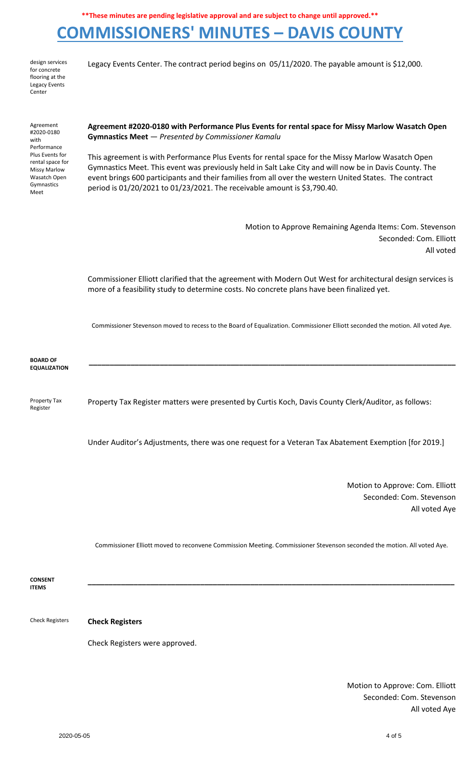**\*\*These minutes are pending legislative approval and are subject to change until approved.\*\***

# COMMISSIONERS' MINUTES – DAVIS COUNTY

design services for concrete flooring at the Legacy Events Center

Legacy Events Center. The contract period begins on 05/11/2020. The payable amount is $12,000.

Agreement #2020-0180 with Performance Plus Events for rental space for Missy Marlow Wasatch Open Gymnastics Meet

**Agreement #2020-0180 with Performance Plus Events for rental space for Missy Marlow Wasatch Open Gymnastics Meet** — *Presented by Commissioner Kamalu*

This agreement is with Performance Plus Events for rental space for the Missy Marlow Wasatch Open Gymnastics Meet. This event was previously held in Salt Lake City and will now be in Davis County. The event brings 600 participants and their families from all over the western United States. The contract period is 01/20/2021 to 01/23/2021. The receivable amount is $3,790.40.

Motion to Approve Remaining Agenda Items: Com. Stevenson
Seconded: Com. Elliott
All voted

Commissioner Elliott clarified that the agreement with Modern Out West for architectural design services is more of a feasibility study to determine costs. No concrete plans have been finalized yet.

Commissioner Stevenson moved to recess to the Board of Equalization. Commissioner Elliott seconded the motion. All voted Aye.

**BOARD OF EQUALIZATION**

Property Tax Register

Property Tax Register matters were presented by Curtis Koch, Davis County Clerk/Auditor, as follows:

Under Auditor's Adjustments, there was one request for a Veteran Tax Abatement Exemption [for 2019.]

Motion to Approve: Com. Elliott
Seconded: Com. Stevenson
All voted Aye

Commissioner Elliott moved to reconvene Commission Meeting. Commissioner Stevenson seconded the motion. All voted Aye.

**CONSENT ITEMS**

Check Registers

**Check Registers**

Check Registers were approved.

Motion to Approve: Com. Elliott
Seconded: Com. Stevenson
All voted Aye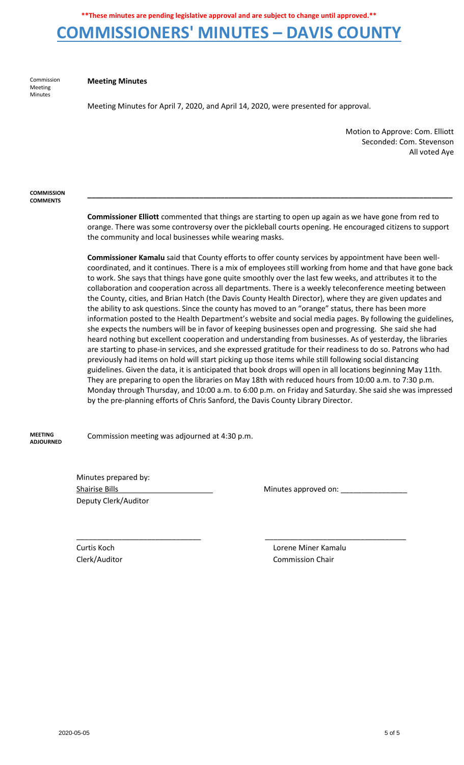**These minutes are pending legislative approval and are subject to change until approved.**

# COMMISSIONERS' MINUTES – DAVIS COUNTY

Commission Meeting Minutes

**Meeting Minutes**

Meeting Minutes for April 7, 2020, and April 14, 2020, were presented for approval.

Motion to Approve: Com. Elliott
Seconded: Com. Stevenson
All voted Aye

**COMMISSION COMMENTS**

**Commissioner Elliott** commented that things are starting to open up again as we have gone from red to orange. There was some controversy over the pickleball courts opening. He encouraged citizens to support the community and local businesses while wearing masks.

**Commissioner Kamalu** said that County efforts to offer county services by appointment have been well-coordinated, and it continues. There is a mix of employees still working from home and that have gone back to work. She says that things have gone quite smoothly over the last few weeks, and attributes it to the collaboration and cooperation across all departments. There is a weekly teleconference meeting between the County, cities, and Brian Hatch (the Davis County Health Director), where they are given updates and the ability to ask questions. Since the county has moved to an "orange" status, there has been more information posted to the Health Department's website and social media pages. By following the guidelines, she expects the numbers will be in favor of keeping businesses open and progressing. She said she had heard nothing but excellent cooperation and understanding from businesses. As of yesterday, the libraries are starting to phase-in services, and she expressed gratitude for their readiness to do so. Patrons who had previously had items on hold will start picking up those items while still following social distancing guidelines. Given the data, it is anticipated that book drops will open in all locations beginning May 11th. They are preparing to open the libraries on May 18th with reduced hours from 10:00 a.m. to 7:30 p.m. Monday through Thursday, and 10:00 a.m. to 6:00 p.m. on Friday and Saturday. She said she was impressed by the pre-planning efforts of Chris Sanford, the Davis County Library Director.

**MEETING ADJOURNED**

Commission meeting was adjourned at 4:30 p.m.

Minutes prepared by:
Shairise Bills
Deputy Clerk/Auditor

Minutes approved on: ________________

______________________________
Curtis Koch
Clerk/Auditor

______________________________
Lorene Miner Kamalu
Commission Chair

2020-05-05